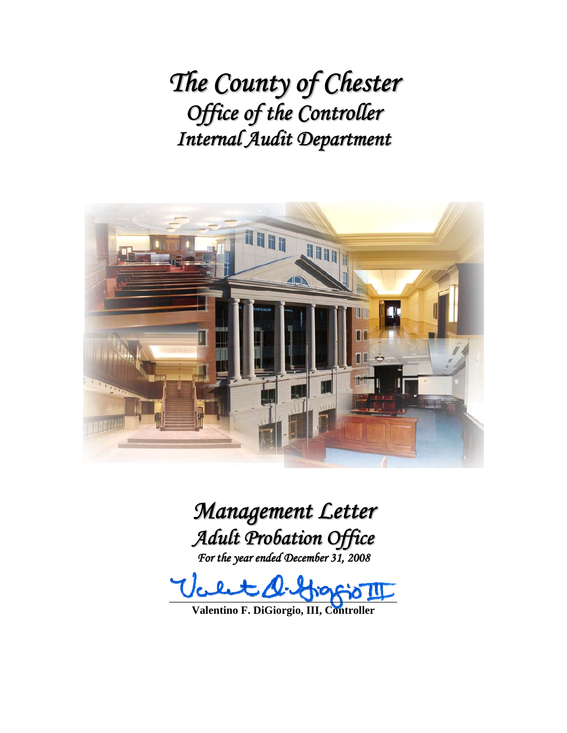# *The County of Chester*
## *Office of the Controller*
## *Internal Audit Department*

# *Management Letter*
## *Adult Probation Office*
*For the year ended December 31, 2008*

**Valentino F. DiGiorgio, III, Controller**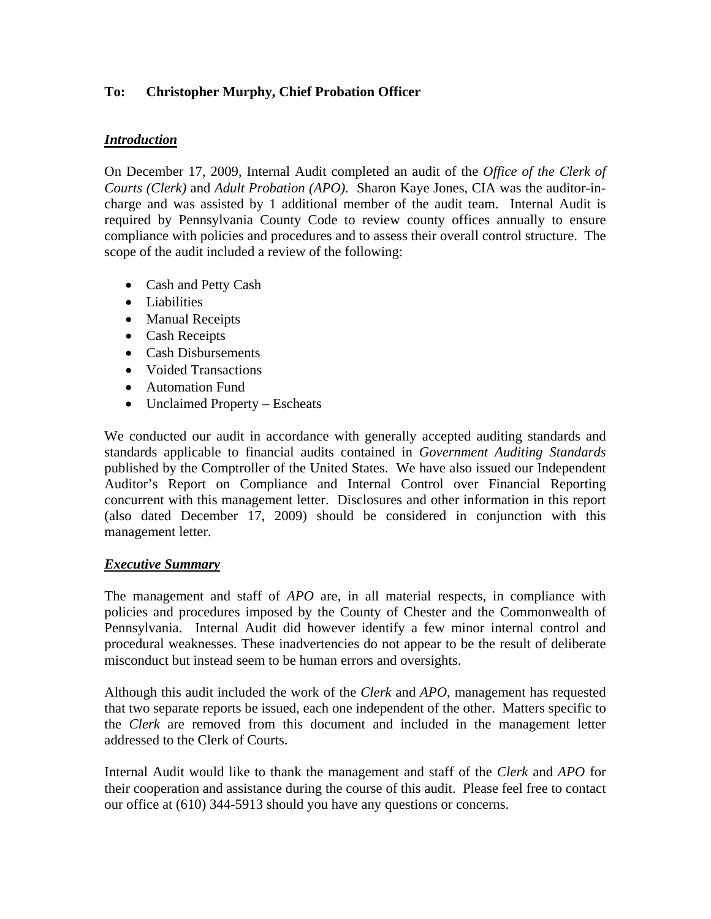**To: Christopher Murphy, Chief Probation Officer**

***Introduction***

On December 17, 2009, Internal Audit completed an audit of the *Office of the Clerk of Courts (Clerk)* and *Adult Probation (APO).* Sharon Kaye Jones, CIA was the auditor-in-charge and was assisted by 1 additional member of the audit team. Internal Audit is required by Pennsylvania County Code to review county offices annually to ensure compliance with policies and procedures and to assess their overall control structure. The scope of the audit included a review of the following:

- Cash and Petty Cash
- Liabilities
- Manual Receipts
- Cash Receipts
- Cash Disbursements
- Voided Transactions
- Automation Fund
- Unclaimed Property – Escheats

We conducted our audit in accordance with generally accepted auditing standards and standards applicable to financial audits contained in *Government Auditing Standards* published by the Comptroller of the United States. We have also issued our Independent Auditor's Report on Compliance and Internal Control over Financial Reporting concurrent with this management letter. Disclosures and other information in this report (also dated December 17, 2009) should be considered in conjunction with this management letter.

***Executive Summary***

The management and staff of *APO* are, in all material respects, in compliance with policies and procedures imposed by the County of Chester and the Commonwealth of Pennsylvania. Internal Audit did however identify a few minor internal control and procedural weaknesses. These inadvertencies do not appear to be the result of deliberate misconduct but instead seem to be human errors and oversights.

Although this audit included the work of the *Clerk* and *APO*, management has requested that two separate reports be issued, each one independent of the other. Matters specific to the *Clerk* are removed from this document and included in the management letter addressed to the Clerk of Courts.

Internal Audit would like to thank the management and staff of the *Clerk* and *APO* for their cooperation and assistance during the course of this audit. Please feel free to contact our office at (610) 344-5913 should you have any questions or concerns.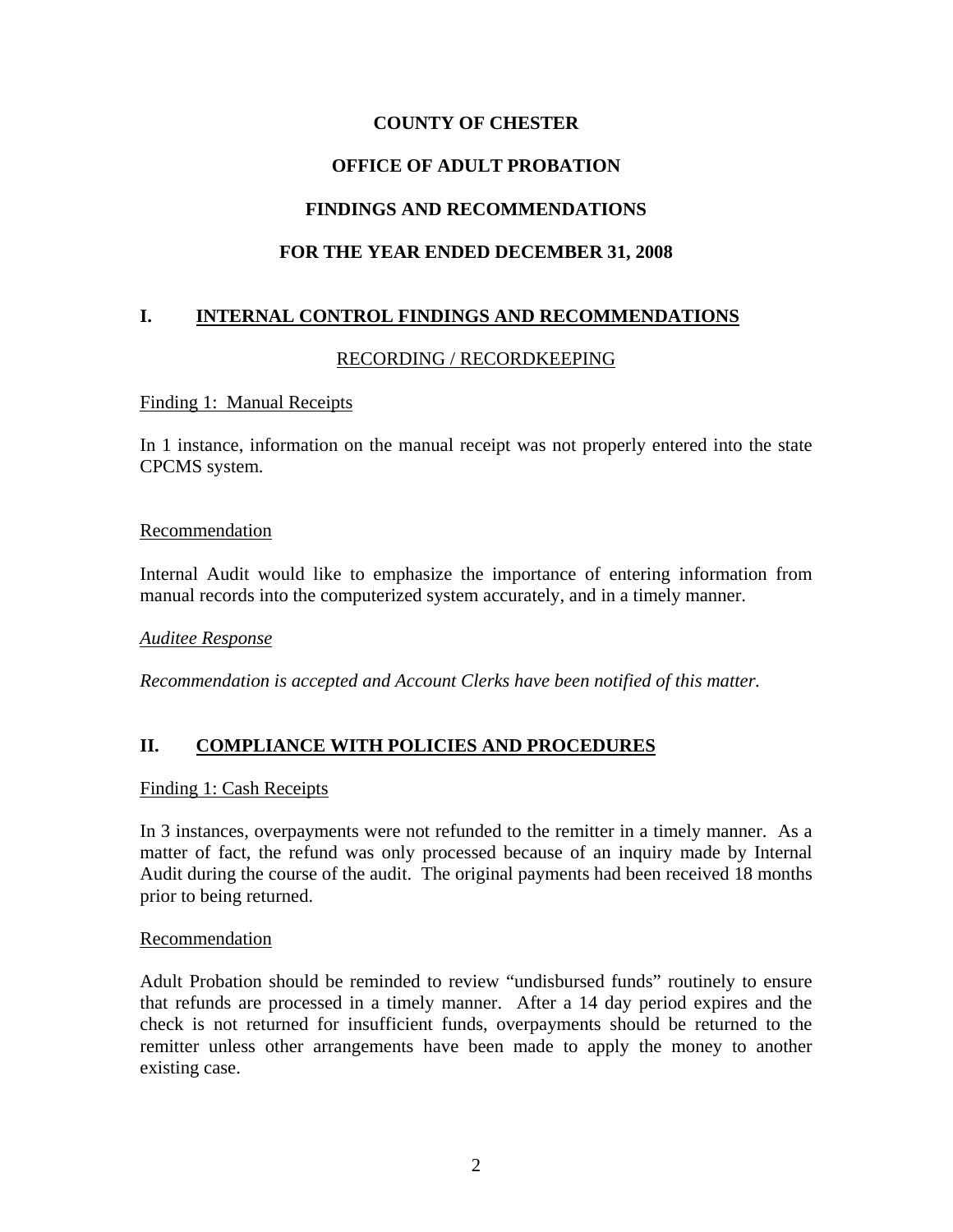# COUNTY OF CHESTER

# OFFICE OF ADULT PROBATION

# FINDINGS AND RECOMMENDATIONS

# FOR THE YEAR ENDED DECEMBER 31, 2008

## I. INTERNAL CONTROL FINDINGS AND RECOMMENDATIONS

### RECORDING / RECORDKEEPING

Finding 1: Manual Receipts

In 1 instance, information on the manual receipt was not properly entered into the state CPCMS system.

Recommendation

Internal Audit would like to emphasize the importance of entering information from manual records into the computerized system accurately, and in a timely manner.

*Auditee Response*

*Recommendation is accepted and Account Clerks have been notified of this matter.*

## II. COMPLIANCE WITH POLICIES AND PROCEDURES

Finding 1: Cash Receipts

In 3 instances, overpayments were not refunded to the remitter in a timely manner. As a matter of fact, the refund was only processed because of an inquiry made by Internal Audit during the course of the audit. The original payments had been received 18 months prior to being returned.

Recommendation

Adult Probation should be reminded to review "undisbursed funds" routinely to ensure that refunds are processed in a timely manner. After a 14 day period expires and the check is not returned for insufficient funds, overpayments should be returned to the remitter unless other arrangements have been made to apply the money to another existing case.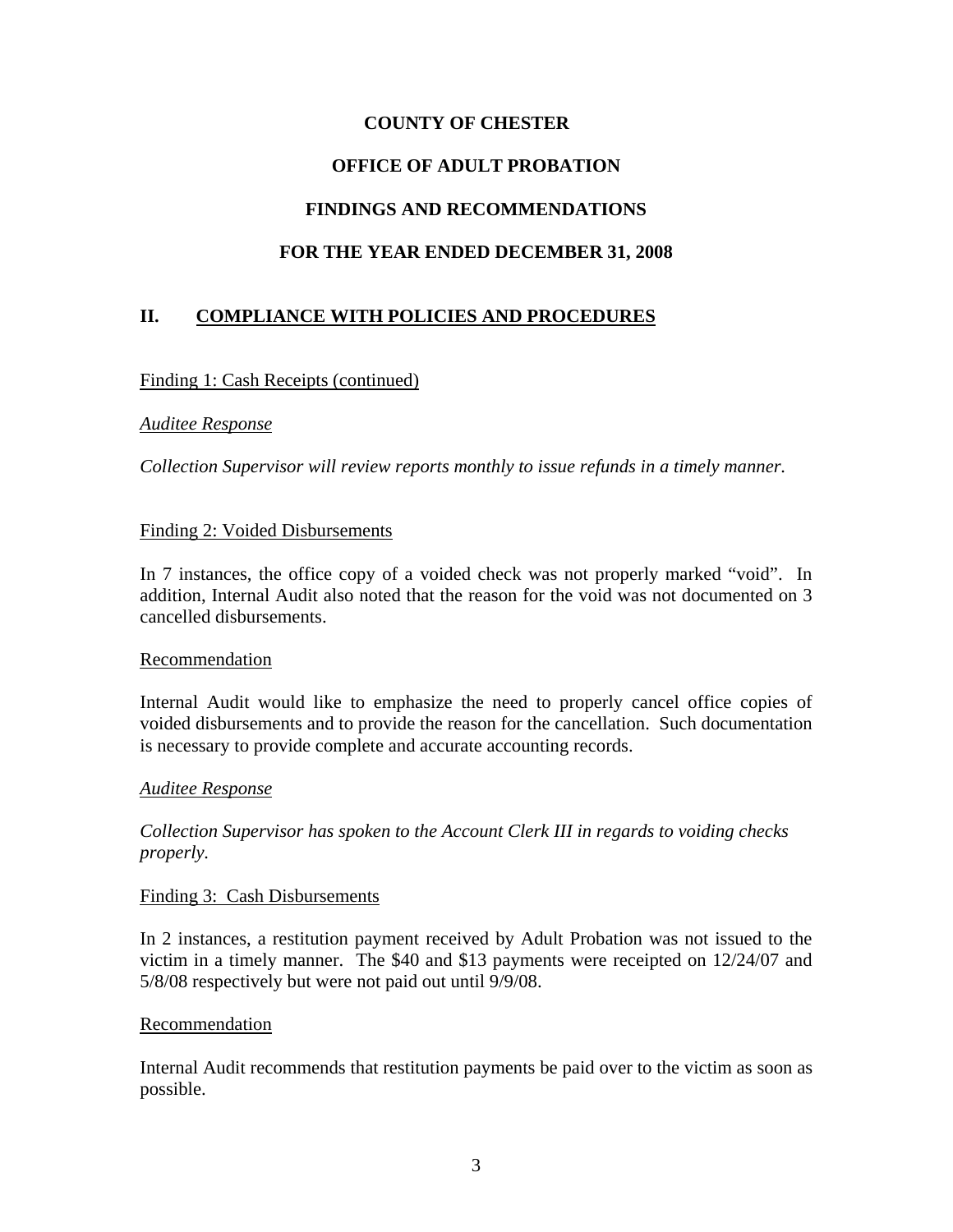**COUNTY OF CHESTER**

**OFFICE OF ADULT PROBATION**

**FINDINGS AND RECOMMENDATIONS**

**FOR THE YEAR ENDED DECEMBER 31, 2008**

## II. COMPLIANCE WITH POLICIES AND PROCEDURES

Finding 1: Cash Receipts (continued)

*Auditee Response*

*Collection Supervisor will review reports monthly to issue refunds in a timely manner.*

Finding 2: Voided Disbursements

In 7 instances, the office copy of a voided check was not properly marked "void". In addition, Internal Audit also noted that the reason for the void was not documented on 3 cancelled disbursements.

Recommendation

Internal Audit would like to emphasize the need to properly cancel office copies of voided disbursements and to provide the reason for the cancellation. Such documentation is necessary to provide complete and accurate accounting records.

*Auditee Response*

*Collection Supervisor has spoken to the Account Clerk III in regards to voiding checks properly.*

Finding 3: Cash Disbursements

In 2 instances, a restitution payment received by Adult Probation was not issued to the victim in a timely manner. The $40 and $13 payments were receipted on 12/24/07 and 5/8/08 respectively but were not paid out until 9/9/08.

Recommendation

Internal Audit recommends that restitution payments be paid over to the victim as soon as possible.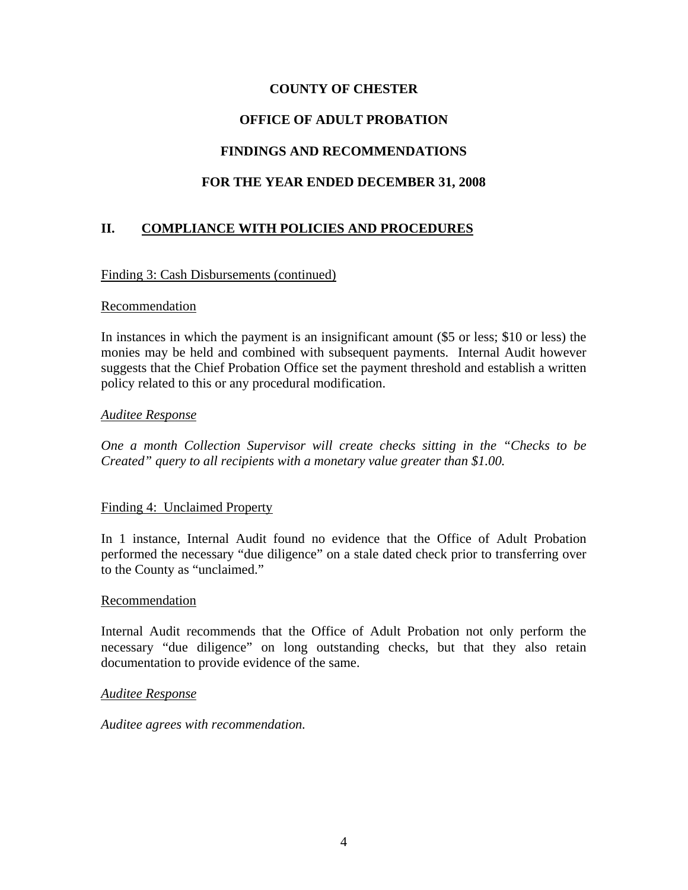**COUNTY OF CHESTER**

**OFFICE OF ADULT PROBATION**

**FINDINGS AND RECOMMENDATIONS**

**FOR THE YEAR ENDED DECEMBER 31, 2008**

## II. COMPLIANCE WITH POLICIES AND PROCEDURES

Finding 3: Cash Disbursements (continued)

Recommendation

In instances in which the payment is an insignificant amount ($5 or less; $10 or less) the monies may be held and combined with subsequent payments. Internal Audit however suggests that the Chief Probation Office set the payment threshold and establish a written policy related to this or any procedural modification.

*Auditee Response*

*One a month Collection Supervisor will create checks sitting in the "Checks to be Created" query to all recipients with a monetary value greater than $1.00.*

Finding 4: Unclaimed Property

In 1 instance, Internal Audit found no evidence that the Office of Adult Probation performed the necessary "due diligence" on a stale dated check prior to transferring over to the County as "unclaimed."

Recommendation

Internal Audit recommends that the Office of Adult Probation not only perform the necessary "due diligence" on long outstanding checks, but that they also retain documentation to provide evidence of the same.

*Auditee Response*

*Auditee agrees with recommendation.*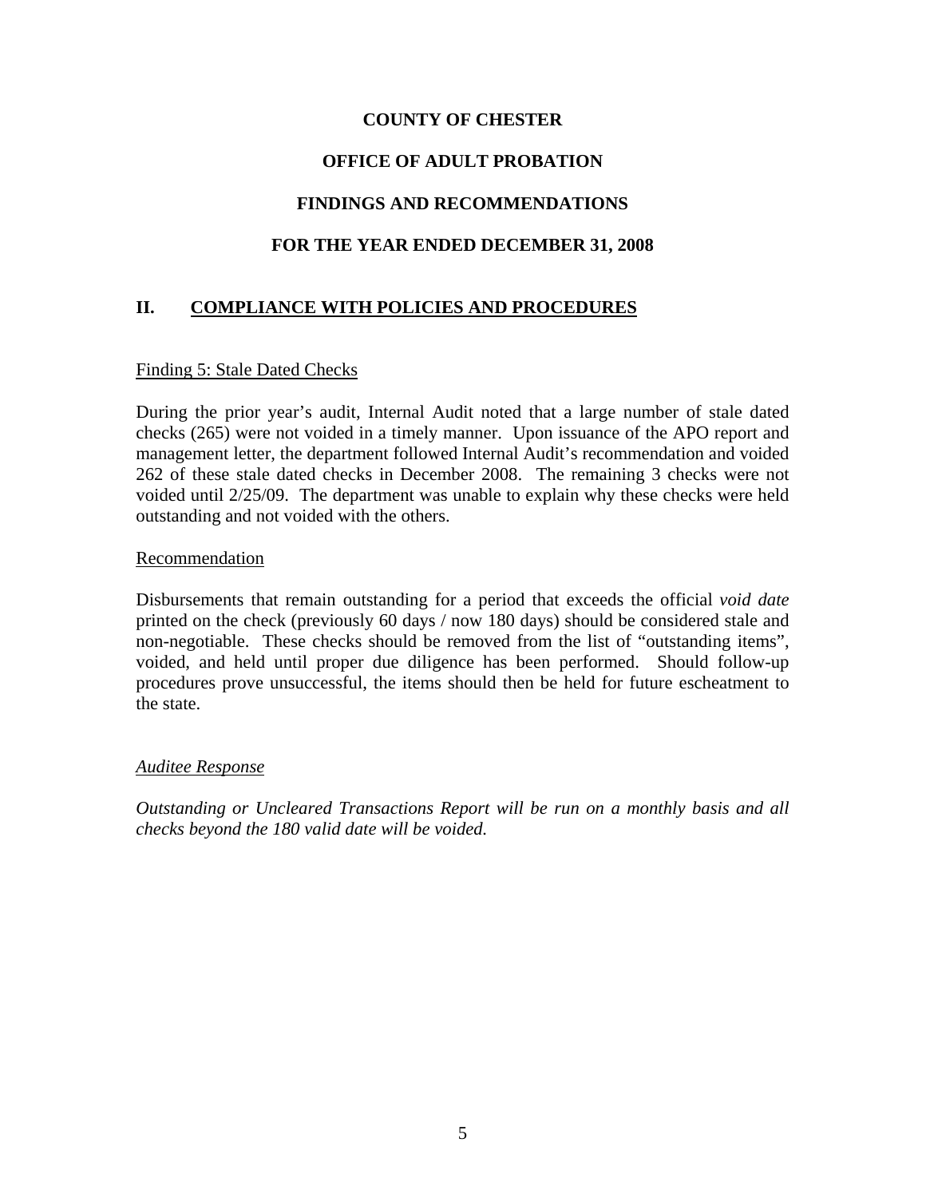**COUNTY OF CHESTER**

**OFFICE OF ADULT PROBATION**

**FINDINGS AND RECOMMENDATIONS**

**FOR THE YEAR ENDED DECEMBER 31, 2008**

## II. COMPLIANCE WITH POLICIES AND PROCEDURES

Finding 5: Stale Dated Checks

During the prior year's audit, Internal Audit noted that a large number of stale dated checks (265) were not voided in a timely manner. Upon issuance of the APO report and management letter, the department followed Internal Audit's recommendation and voided 262 of these stale dated checks in December 2008. The remaining 3 checks were not voided until 2/25/09. The department was unable to explain why these checks were held outstanding and not voided with the others.

Recommendation

Disbursements that remain outstanding for a period that exceeds the official *void date* printed on the check (previously 60 days / now 180 days) should be considered stale and non-negotiable. These checks should be removed from the list of "outstanding items", voided, and held until proper due diligence has been performed. Should follow-up procedures prove unsuccessful, the items should then be held for future escheatment to the state.

*Auditee Response*

*Outstanding or Uncleared Transactions Report will be run on a monthly basis and all checks beyond the 180 valid date will be voided.*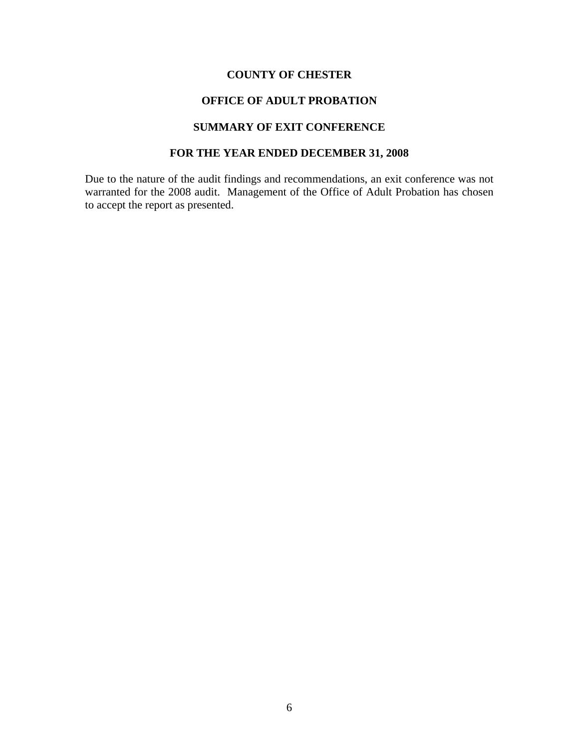**COUNTY OF CHESTER**

**OFFICE OF ADULT PROBATION**

**SUMMARY OF EXIT CONFERENCE**

**FOR THE YEAR ENDED DECEMBER 31, 2008**

Due to the nature of the audit findings and recommendations, an exit conference was not warranted for the 2008 audit. Management of the Office of Adult Probation has chosen to accept the report as presented.